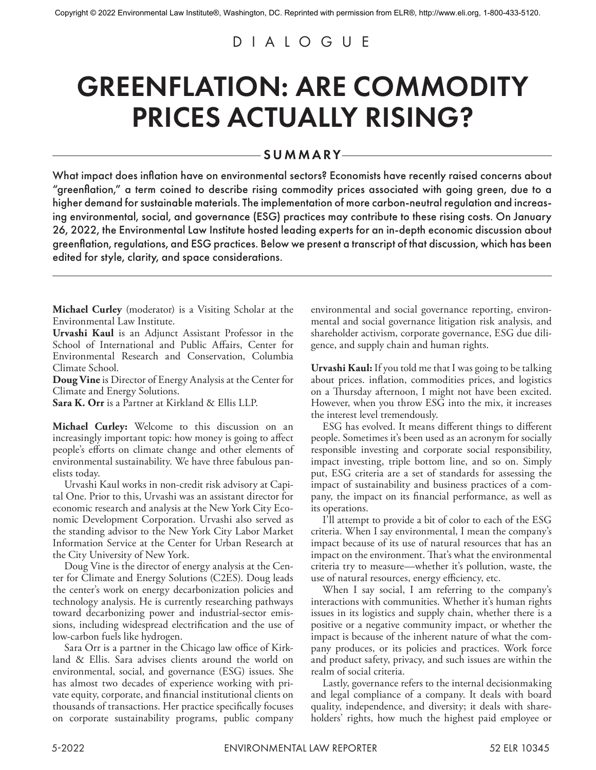Copyright © 2022 Environmental Law Institute®, Washington, DC. Reprinted with permission from ELR®, http://www.eli.org, 1-800-433-5120.

DIALOGUE

# GREENFLATION: ARE COMMODITY PRICES ACTUALLY RISING?

## SUMMARY

What impact does inflation have on environmental sectors? Economists have recently raised concerns about "greenflation," a term coined to describe rising commodity prices associated with going green, due to a higher demand for sustainable materials. The implementation of more carbon-neutral regulation and increasing environmental, social, and governance (ESG) practices may contribute to these rising costs. On January 26, 2022, the Environmental Law Institute hosted leading experts for an in-depth economic discussion about greenflation, regulations, and ESG practices. Below we present a transcript of that discussion, which has been edited for style, clarity, and space considerations.

**Michael Curley** (moderator) is a Visiting Scholar at the Environmental Law Institute.
**Urvashi Kaul** is an Adjunct Assistant Professor in the School of International and Public Affairs, Center for Environmental Research and Conservation, Columbia Climate School.
**Doug Vine** is Director of Energy Analysis at the Center for Climate and Energy Solutions.
**Sara K. Orr** is a Partner at Kirkland & Ellis LLP.

**Michael Curley:** Welcome to this discussion on an increasingly important topic: how money is going to affect people's efforts on climate change and other elements of environmental sustainability. We have three fabulous panelists today.

Urvashi Kaul works in non-credit risk advisory at Capital One. Prior to this, Urvashi was an assistant director for economic research and analysis at the New York City Economic Development Corporation. Urvashi also served as the standing advisor to the New York City Labor Market Information Service at the Center for Urban Research at the City University of New York.

Doug Vine is the director of energy analysis at the Center for Climate and Energy Solutions (C2ES). Doug leads the center's work on energy decarbonization policies and technology analysis. He is currently researching pathways toward decarbonizing power and industrial-sector emissions, including widespread electrification and the use of low-carbon fuels like hydrogen.

Sara Orr is a partner in the Chicago law office of Kirkland & Ellis. Sara advises clients around the world on environmental, social, and governance (ESG) issues. She has almost two decades of experience working with private equity, corporate, and financial institutional clients on thousands of transactions. Her practice specifically focuses on corporate sustainability programs, public company environmental and social governance reporting, environmental and social governance litigation risk analysis, and shareholder activism, corporate governance, ESG due diligence, and supply chain and human rights.

**Urvashi Kaul:** If you told me that I was going to be talking about prices. inflation, commodities prices, and logistics on a Thursday afternoon, I might not have been excited. However, when you throw ESG into the mix, it increases the interest level tremendously.

ESG has evolved. It means different things to different people. Sometimes it's been used as an acronym for socially responsible investing and corporate social responsibility, impact investing, triple bottom line, and so on. Simply put, ESG criteria are a set of standards for assessing the impact of sustainability and business practices of a company, the impact on its financial performance, as well as its operations.

I'll attempt to provide a bit of color to each of the ESG criteria. When I say environmental, I mean the company's impact because of its use of natural resources that has an impact on the environment. That's what the environmental criteria try to measure—whether it's pollution, waste, the use of natural resources, energy efficiency, etc.

When I say social, I am referring to the company's interactions with communities. Whether it's human rights issues in its logistics and supply chain, whether there is a positive or a negative community impact, or whether the impact is because of the inherent nature of what the company produces, or its policies and practices. Work force and product safety, privacy, and such issues are within the realm of social criteria.

Lastly, governance refers to the internal decisionmaking and legal compliance of a company. It deals with board quality, independence, and diversity; it deals with shareholders' rights, how much the highest paid employee or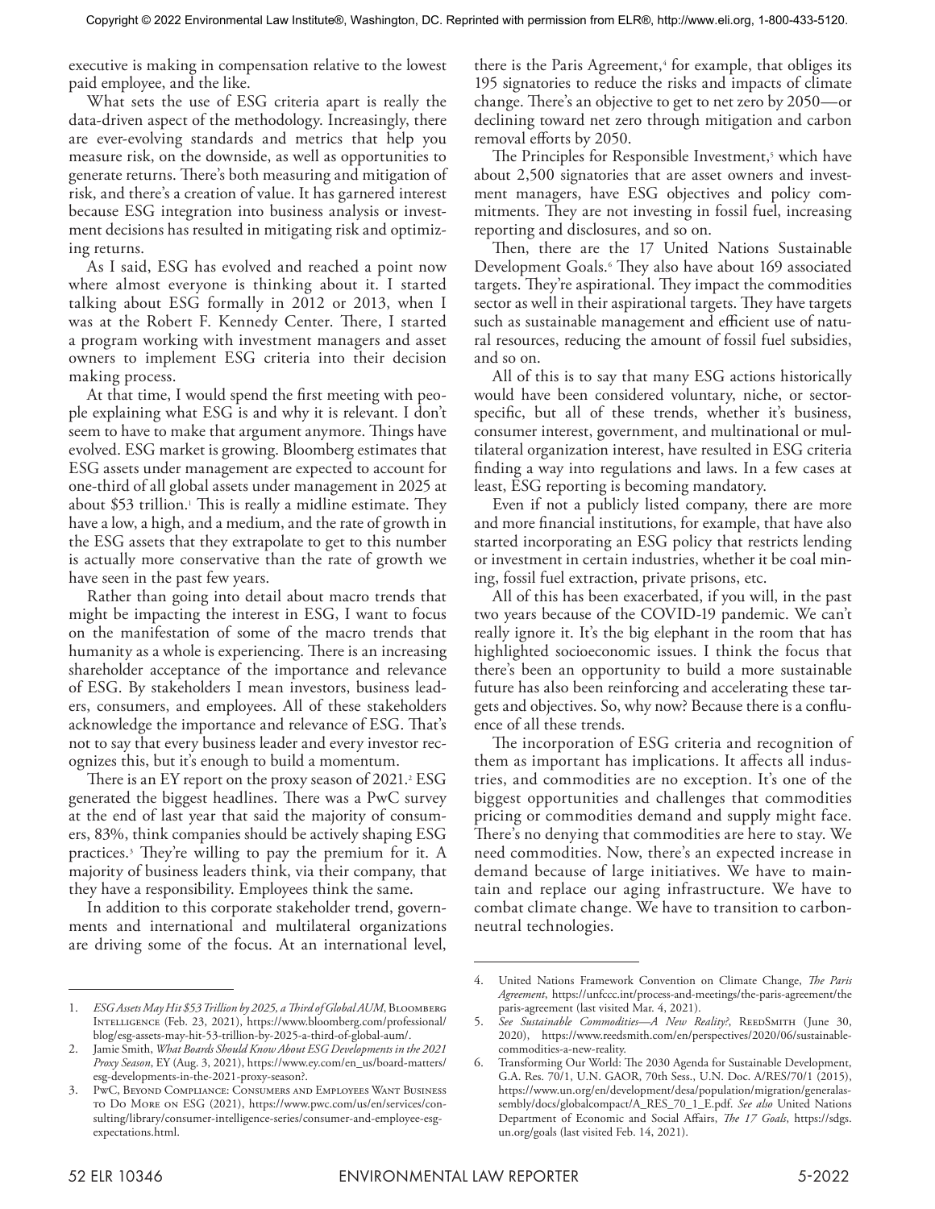executive is making in compensation relative to the lowest paid employee, and the like.

What sets the use of ESG criteria apart is really the data-driven aspect of the methodology. Increasingly, there are ever-evolving standards and metrics that help you measure risk, on the downside, as well as opportunities to generate returns. There's both measuring and mitigation of risk, and there's a creation of value. It has garnered interest because ESG integration into business analysis or investment decisions has resulted in mitigating risk and optimizing returns.

As I said, ESG has evolved and reached a point now where almost everyone is thinking about it. I started talking about ESG formally in 2012 or 2013, when I was at the Robert F. Kennedy Center. There, I started a program working with investment managers and asset owners to implement ESG criteria into their decision making process.

At that time, I would spend the first meeting with people explaining what ESG is and why it is relevant. I don't seem to have to make that argument anymore. Things have evolved. ESG market is growing. Bloomberg estimates that ESG assets under management are expected to account for one-third of all global assets under management in 2025 at about $53 trillion.[1] This is really a midline estimate. They have a low, a high, and a medium, and the rate of growth in the ESG assets that they extrapolate to get to this number is actually more conservative than the rate of growth we have seen in the past few years.

Rather than going into detail about macro trends that might be impacting the interest in ESG, I want to focus on the manifestation of some of the macro trends that humanity as a whole is experiencing. There is an increasing shareholder acceptance of the importance and relevance of ESG. By stakeholders I mean investors, business leaders, consumers, and employees. All of these stakeholders acknowledge the importance and relevance of ESG. That's not to say that every business leader and every investor recognizes this, but it's enough to build a momentum.

There is an EY report on the proxy season of 2021.[2] ESG generated the biggest headlines. There was a PwC survey at the end of last year that said the majority of consumers, 83%, think companies should be actively shaping ESG practices.[3] They're willing to pay the premium for it. A majority of business leaders think, via their company, that they have a responsibility. Employees think the same.

In addition to this corporate stakeholder trend, governments and international and multilateral organizations are driving some of the focus. At an international level, there is the Paris Agreement,[4] for example, that obliges its 195 signatories to reduce the risks and impacts of climate change. There's an objective to get to net zero by 2050—or declining toward net zero through mitigation and carbon removal efforts by 2050.

The Principles for Responsible Investment,[5] which have about 2,500 signatories that are asset owners and investment managers, have ESG objectives and policy commitments. They are not investing in fossil fuel, increasing reporting and disclosures, and so on.

Then, there are the 17 United Nations Sustainable Development Goals.[6] They also have about 169 associated targets. They're aspirational. They impact the commodities sector as well in their aspirational targets. They have targets such as sustainable management and efficient use of natural resources, reducing the amount of fossil fuel subsidies, and so on.

All of this is to say that many ESG actions historically would have been considered voluntary, niche, or sector-specific, but all of these trends, whether it's business, consumer interest, government, and multinational or multilateral organization interest, have resulted in ESG criteria finding a way into regulations and laws. In a few cases at least, ESG reporting is becoming mandatory.

Even if not a publicly listed company, there are more and more financial institutions, for example, that have also started incorporating an ESG policy that restricts lending or investment in certain industries, whether it be coal mining, fossil fuel extraction, private prisons, etc.

All of this has been exacerbated, if you will, in the past two years because of the COVID-19 pandemic. We can't really ignore it. It's the big elephant in the room that has highlighted socioeconomic issues. I think the focus that there's been an opportunity to build a more sustainable future has also been reinforcing and accelerating these targets and objectives. So, why now? Because there is a confluence of all these trends.

The incorporation of ESG criteria and recognition of them as important has implications. It affects all industries, and commodities are no exception. It's one of the biggest opportunities and challenges that commodities pricing or commodities demand and supply might face. There's no denying that commodities are here to stay. We need commodities. Now, there's an expected increase in demand because of large initiatives. We have to maintain and replace our aging infrastructure. We have to combat climate change. We have to transition to carbon-neutral technologies.

---

1. *ESG Assets May Hit $53 Trillion by 2025, a Third of Global AUM*, Bloomberg Intelligence (Feb. 23, 2021), https://www.bloomberg.com/professional/blog/esg-assets-may-hit-53-trillion-by-2025-a-third-of-global-aum/.
2. Jamie Smith, *What Boards Should Know About ESG Developments in the 2021 Proxy Season*, EY (Aug. 3, 2021), https://www.ey.com/en_us/board-matters/esg-developments-in-the-2021-proxy-season?.
3. PwC, Beyond Compliance: Consumers and Employees Want Business to Do More on ESG (2021), https://www.pwc.com/us/en/services/consulting/library/consumer-intelligence-series/consumer-and-employee-esg-expectations.html.
4. United Nations Framework Convention on Climate Change, *The Paris Agreement*, https://unfccc.int/process-and-meetings/the-paris-agreement/the paris-agreement (last visited Mar. 4, 2021).
5. *See Sustainable Commodities—A New Reality?*, ReedSmith (June 30, 2020), https://www.reedsmith.com/en/perspectives/2020/06/sustainable-commodities-a-new-reality.
6. Transforming Our World: The 2030 Agenda for Sustainable Development, G.A. Res. 70/1, U.N. GAOR, 70th Sess., U.N. Doc. A/RES/70/1 (2015), https://www.un.org/en/development/desa/population/migration/generalassembly/docs/globalcompact/A_RES_70_1_E.pdf. *See also* United Nations Department of Economic and Social Affairs, *The 17 Goals*, https://sdgs.un.org/goals (last visited Feb. 14, 2021).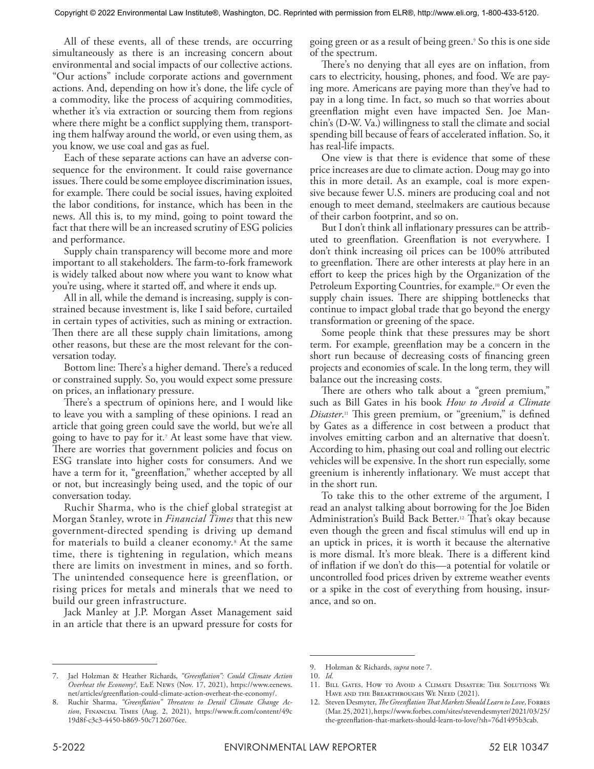All of these events, all of these trends, are occurring simultaneously as there is an increasing concern about environmental and social impacts of our collective actions. "Our actions" include corporate actions and government actions. And, depending on how it's done, the life cycle of a commodity, like the process of acquiring commodities, whether it's via extraction or sourcing them from regions where there might be a conflict supplying them, transporting them halfway around the world, or even using them, as you know, we use coal and gas as fuel.

Each of these separate actions can have an adverse consequence for the environment. It could raise governance issues. There could be some employee discrimination issues, for example. There could be social issues, having exploited the labor conditions, for instance, which has been in the news. All this is, to my mind, going to point toward the fact that there will be an increased scrutiny of ESG policies and performance.

Supply chain transparency will become more and more important to all stakeholders. The farm-to-fork framework is widely talked about now where you want to know what you're using, where it started off, and where it ends up.

All in all, while the demand is increasing, supply is constrained because investment is, like I said before, curtailed in certain types of activities, such as mining or extraction. Then there are all these supply chain limitations, among other reasons, but these are the most relevant for the conversation today.

Bottom line: There's a higher demand. There's a reduced or constrained supply. So, you would expect some pressure on prices, an inflationary pressure.

There's a spectrum of opinions here, and I would like to leave you with a sampling of these opinions. I read an article that going green could save the world, but we're all going to have to pay for it.[7] At least some have that view. There are worries that government policies and focus on ESG translate into higher costs for consumers. And we have a term for it, "greenflation," whether accepted by all or not, but increasingly being used, and the topic of our conversation today.

Ruchir Sharma, who is the chief global strategist at Morgan Stanley, wrote in *Financial Times* that this new government-directed spending is driving up demand for materials to build a cleaner economy.[8] At the same time, there is tightening in regulation, which means there are limits on investment in mines, and so forth. The unintended consequence here is greenflation, or rising prices for metals and minerals that we need to build our green infrastructure.

Jack Manley at J.P. Morgan Asset Management said in an article that there is an upward pressure for costs for going green or as a result of being green.[9] So this is one side of the spectrum.

There's no denying that all eyes are on inflation, from cars to electricity, housing, phones, and food. We are paying more. Americans are paying more than they've had to pay in a long time. In fact, so much so that worries about greenflation might even have impacted Sen. Joe Manchin's (D-W. Va.) willingness to stall the climate and social spending bill because of fears of accelerated inflation. So, it has real-life impacts.

One view is that there is evidence that some of these price increases are due to climate action. Doug may go into this in more detail. As an example, coal is more expensive because fewer U.S. miners are producing coal and not enough to meet demand, steelmakers are cautious because of their carbon footprint, and so on.

But I don't think all inflationary pressures can be attributed to greenflation. Greenflation is not everywhere. I don't think increasing oil prices can be 100% attributed to greenflation. There are other interests at play here in an effort to keep the prices high by the Organization of the Petroleum Exporting Countries, for example.[10] Or even the supply chain issues. There are shipping bottlenecks that continue to impact global trade that go beyond the energy transformation or greening of the space.

Some people think that these pressures may be short term. For example, greenflation may be a concern in the short run because of decreasing costs of financing green projects and economies of scale. In the long term, they will balance out the increasing costs.

There are others who talk about a "green premium," such as Bill Gates in his book *How to Avoid a Climate Disaster*.[11] This green premium, or "greenium," is defined by Gates as a difference in cost between a product that involves emitting carbon and an alternative that doesn't. According to him, phasing out coal and rolling out electric vehicles will be expensive. In the short run especially, some greenium is inherently inflationary. We must accept that in the short run.

To take this to the other extreme of the argument, I read an analyst talking about borrowing for the Joe Biden Administration's Build Back Better.[12] That's okay because even though the green and fiscal stimulus will end up in an uptick in prices, it is worth it because the alternative is more dismal. It's more bleak. There is a different kind of inflation if we don't do this—a potential for volatile or uncontrolled food prices driven by extreme weather events or a spike in the cost of everything from housing, insurance, and so on.

---

7. Jael Holzman & Heather Richards, *"Greenflation": Could Climate Action Overheat the Economy?*, E&E News (Nov. 17, 2021), https://www.eenews.net/articles/greenflation-could-climate-action-overheat-the-economy/.
8. Ruchir Sharma, *"Greenflation" Threatens to Derail Climate Change Action*, Financial Times (Aug. 2, 2021), https://www.ft.com/content/49c19d8f-c3c3-4450-b869-50c7126076ee.
9. Holzman & Richards, *supra* note 7.
10. *Id.*
11. Bill Gates, How to Avoid a Climate Disaster: The Solutions We Have and the Breakthroughs We Need (2021).
12. Steven Desmyter, *The Greenflation That Markets Should Learn to Love*, Forbes (Mar. 25, 2021), https://www.forbes.com/sites/stevendesmyter/2021/03/25/the-greenflation-that-markets-should-learn-to-love/?sh=76d1495b3cab.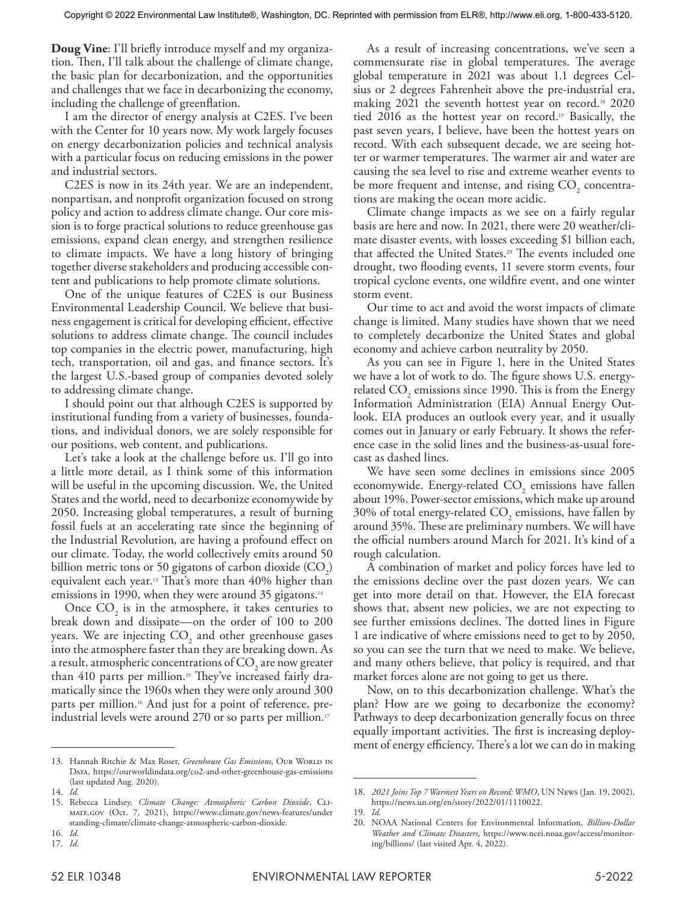**Doug Vine**: I'll briefly introduce myself and my organization. Then, I'll talk about the challenge of climate change, the basic plan for decarbonization, and the opportunities and challenges that we face in decarbonizing the economy, including the challenge of greenflation.

I am the director of energy analysis at C2ES. I've been with the Center for 10 years now. My work largely focuses on energy decarbonization policies and technical analysis with a particular focus on reducing emissions in the power and industrial sectors.

C2ES is now in its 24th year. We are an independent, nonpartisan, and nonprofit organization focused on strong policy and action to address climate change. Our core mission is to forge practical solutions to reduce greenhouse gas emissions, expand clean energy, and strengthen resilience to climate impacts. We have a long history of bringing together diverse stakeholders and producing accessible content and publications to help promote climate solutions.

One of the unique features of C2ES is our Business Environmental Leadership Council. We believe that business engagement is critical for developing efficient, effective solutions to address climate change. The council includes top companies in the electric power, manufacturing, high tech, transportation, oil and gas, and finance sectors. It's the largest U.S.-based group of companies devoted solely to addressing climate change.

I should point out that although C2ES is supported by institutional funding from a variety of businesses, foundations, and individual donors, we are solely responsible for our positions, web content, and publications.

Let's take a look at the challenge before us. I'll go into a little more detail, as I think some of this information will be useful in the upcoming discussion. We, the United States and the world, need to decarbonize economywide by 2050. Increasing global temperatures, a result of burning fossil fuels at an accelerating rate since the beginning of the Industrial Revolution, are having a profound effect on our climate. Today, the world collectively emits around 50 billion metric tons or 50 gigatons of carbon dioxide ($CO_2$) equivalent each year.[13] That's more than 40% higher than emissions in 1990, when they were around 35 gigatons.[14]

Once $CO_2$ is in the atmosphere, it takes centuries to break down and dissipate—on the order of 100 to 200 years. We are injecting $CO_2$ and other greenhouse gases into the atmosphere faster than they are breaking down. As a result, atmospheric concentrations of $CO_2$ are now greater than 410 parts per million.[15] They've increased fairly dramatically since the 1960s when they were only around 300 parts per million.[16] And just for a point of reference, pre-industrial levels were around 270 or so parts per million.[17]

As a result of increasing concentrations, we've seen a commensurate rise in global temperatures. The average global temperature in 2021 was about 1.1 degrees Celsius or 2 degrees Fahrenheit above the pre-industrial era, making 2021 the seventh hottest year on record.[18] 2020 tied 2016 as the hottest year on record.[19] Basically, the past seven years, I believe, have been the hottest years on record. With each subsequent decade, we are seeing hotter or warmer temperatures. The warmer air and water are causing the sea level to rise and extreme weather events to be more frequent and intense, and rising $CO_2$ concentrations are making the ocean more acidic.

Climate change impacts as we see on a fairly regular basis are here and now. In 2021, there were 20 weather/climate disaster events, with losses exceeding $1 billion each, that affected the United States.[20] The events included one drought, two flooding events, 11 severe storm events, four tropical cyclone events, one wildfire event, and one winter storm event.

Our time to act and avoid the worst impacts of climate change is limited. Many studies have shown that we need to completely decarbonize the United States and global economy and achieve carbon neutrality by 2050.

As you can see in Figure 1, here in the United States we have a lot of work to do. The figure shows U.S. energy-related $CO_2$ emissions since 1990. This is from the Energy Information Administration (EIA) Annual Energy Outlook. EIA produces an outlook every year, and it usually comes out in January or early February. It shows the reference case in the solid lines and the business-as-usual forecast as dashed lines.

We have seen some declines in emissions since 2005 economywide. Energy-related $CO_2$ emissions have fallen about 19%. Power-sector emissions, which make up around 30% of total energy-related $CO_2$ emissions, have fallen by around 35%. These are preliminary numbers. We will have the official numbers around March for 2021. It's kind of a rough calculation.

A combination of market and policy forces have led to the emissions decline over the past dozen years. We can get into more detail on that. However, the EIA forecast shows that, absent new policies, we are not expecting to see further emissions declines. The dotted lines in Figure 1 are indicative of where emissions need to get to by 2050, so you can see the turn that we need to make. We believe, and many others believe, that policy is required, and that market forces alone are not going to get us there.

Now, on to this decarbonization challenge. What's the plan? How are we going to decarbonize the economy? Pathways to deep decarbonization generally focus on three equally important activities. The first is increasing deployment of energy efficiency. There's a lot we can do in making

---

13. Hannah Ritchie & Max Roser, *Greenhouse Gas Emissions*, Our World in Data, https://ourworldindata.org/co2-and-other-greenhouse-gas-emissions (last updated Aug. 2020).
14. *Id.*
15. Rebecca Lindsey, *Climate Change: Atmospheric Carbon Dioxide*, Climate.gov (Oct. 7, 2021), https://www.climate.gov/news-features/understanding-climate/climate-change-atmospheric-carbon-dioxide.
16. *Id.*
17. *Id*.
18. *2021 Joins Top 7 Warmest Years on Record: WMO*, UN News (Jan. 19, 2002), https://news.un.org/en/story/2022/01/1110022.
19. *Id.*
20. NOAA National Centers for Environmental Information, *Billion-Dollar Weather and Climate Disasters*, https://www.ncei.noaa.gov/access/monitoring/billions/ (last visited Apr. 4, 2022).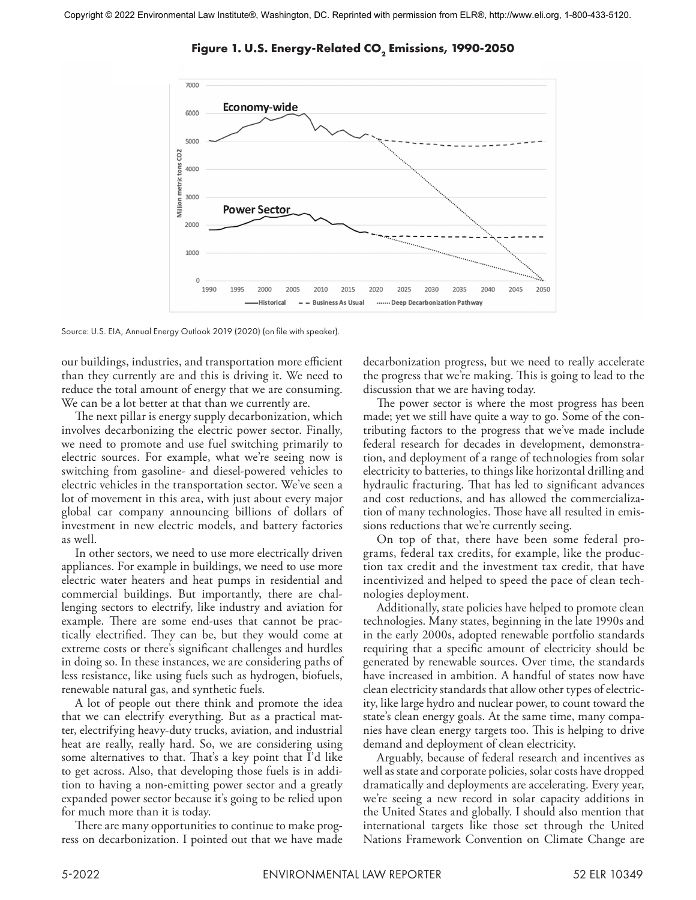**Figure 1. U.S. Energy-Related $CO_2$ Emissions, 1990-2050**

Source: U.S. EIA, Annual Energy Outlook 2019 (2020) (on file with speaker).

our buildings, industries, and transportation more efficient than they currently are and this is driving it. We need to reduce the total amount of energy that we are consuming. We can be a lot better at that than we currently are.

The next pillar is energy supply decarbonization, which involves decarbonizing the electric power sector. Finally, we need to promote and use fuel switching primarily to electric sources. For example, what we're seeing now is switching from gasoline- and diesel-powered vehicles to electric vehicles in the transportation sector. We've seen a lot of movement in this area, with just about every major global car company announcing billions of dollars of investment in new electric models, and battery factories as well.

In other sectors, we need to use more electrically driven appliances. For example in buildings, we need to use more electric water heaters and heat pumps in residential and commercial buildings. But importantly, there are challenging sectors to electrify, like industry and aviation for example. There are some end-uses that cannot be practically electrified. They can be, but they would come at extreme costs or there's significant challenges and hurdles in doing so. In these instances, we are considering paths of less resistance, like using fuels such as hydrogen, biofuels, renewable natural gas, and synthetic fuels.

A lot of people out there think and promote the idea that we can electrify everything. But as a practical matter, electrifying heavy-duty trucks, aviation, and industrial heat are really, really hard. So, we are considering using some alternatives to that. That's a key point that I'd like to get across. Also, that developing those fuels is in addition to having a non-emitting power sector and a greatly expanded power sector because it's going to be relied upon for much more than it is today.

There are many opportunities to continue to make progress on decarbonization. I pointed out that we have made decarbonization progress, but we need to really accelerate the progress that we're making. This is going to lead to the discussion that we are having today.

The power sector is where the most progress has been made; yet we still have quite a way to go. Some of the contributing factors to the progress that we've made include federal research for decades in development, demonstration, and deployment of a range of technologies from solar electricity to batteries, to things like horizontal drilling and hydraulic fracturing. That has led to significant advances and cost reductions, and has allowed the commercialization of many technologies. Those have all resulted in emissions reductions that we're currently seeing.

On top of that, there have been some federal programs, federal tax credits, for example, like the production tax credit and the investment tax credit, that have incentivized and helped to speed the pace of clean technologies deployment.

Additionally, state policies have helped to promote clean technologies. Many states, beginning in the late 1990s and in the early 2000s, adopted renewable portfolio standards requiring that a specific amount of electricity should be generated by renewable sources. Over time, the standards have increased in ambition. A handful of states now have clean electricity standards that allow other types of electricity, like large hydro and nuclear power, to count toward the state's clean energy goals. At the same time, many companies have clean energy targets too. This is helping to drive demand and deployment of clean electricity.

Arguably, because of federal research and incentives as well as state and corporate policies, solar costs have dropped dramatically and deployments are accelerating. Every year, we're seeing a new record in solar capacity additions in the United States and globally. I should also mention that international targets like those set through the United Nations Framework Convention on Climate Change are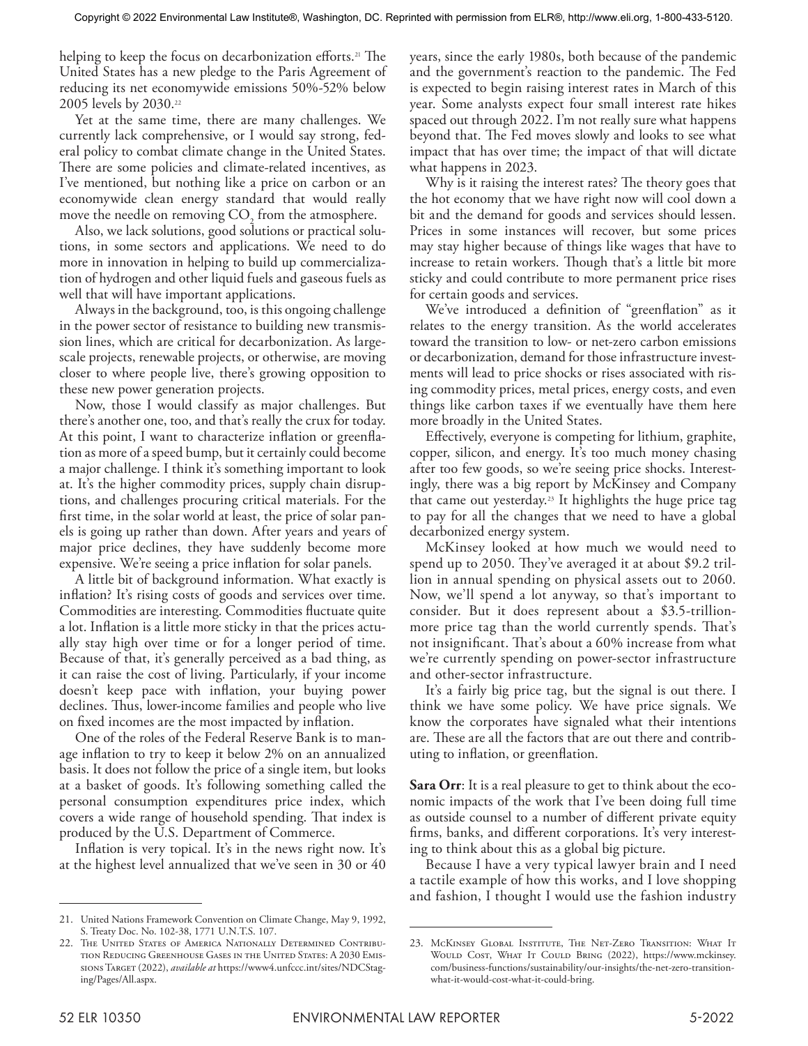helping to keep the focus on decarbonization efforts.[21] The United States has a new pledge to the Paris Agreement of reducing its net economywide emissions 50%-52% below 2005 levels by 2030.[22]

Yet at the same time, there are many challenges. We currently lack comprehensive, or I would say strong, federal policy to combat climate change in the United States. There are some policies and climate-related incentives, as I've mentioned, but nothing like a price on carbon or an economywide clean energy standard that would really move the needle on removing $CO_2$ from the atmosphere.

Also, we lack solutions, good solutions or practical solutions, in some sectors and applications. We need to do more in innovation in helping to build up commercialization of hydrogen and other liquid fuels and gaseous fuels as well that will have important applications.

Always in the background, too, is this ongoing challenge in the power sector of resistance to building new transmission lines, which are critical for decarbonization. As large-scale projects, renewable projects, or otherwise, are moving closer to where people live, there's growing opposition to these new power generation projects.

Now, those I would classify as major challenges. But there's another one, too, and that's really the crux for today. At this point, I want to characterize inflation or greenflation as more of a speed bump, but it certainly could become a major challenge. I think it's something important to look at. It's the higher commodity prices, supply chain disruptions, and challenges procuring critical materials. For the first time, in the solar world at least, the price of solar panels is going up rather than down. After years and years of major price declines, they have suddenly become more expensive. We're seeing a price inflation for solar panels.

A little bit of background information. What exactly is inflation? It's rising costs of goods and services over time. Commodities are interesting. Commodities fluctuate quite a lot. Inflation is a little more sticky in that the prices actually stay high over time or for a longer period of time. Because of that, it's generally perceived as a bad thing, as it can raise the cost of living. Particularly, if your income doesn't keep pace with inflation, your buying power declines. Thus, lower-income families and people who live on fixed incomes are the most impacted by inflation.

One of the roles of the Federal Reserve Bank is to manage inflation to try to keep it below 2% on an annualized basis. It does not follow the price of a single item, but looks at a basket of goods. It's following something called the personal consumption expenditures price index, which covers a wide range of household spending. That index is produced by the U.S. Department of Commerce.

Inflation is very topical. It's in the news right now. It's at the highest level annualized that we've seen in 30 or 40 years, since the early 1980s, both because of the pandemic and the government's reaction to the pandemic. The Fed is expected to begin raising interest rates in March of this year. Some analysts expect four small interest rate hikes spaced out through 2022. I'm not really sure what happens beyond that. The Fed moves slowly and looks to see what impact that has over time; the impact of that will dictate what happens in 2023.

Why is it raising the interest rates? The theory goes that the hot economy that we have right now will cool down a bit and the demand for goods and services should lessen. Prices in some instances will recover, but some prices may stay higher because of things like wages that have to increase to retain workers. Though that's a little bit more sticky and could contribute to more permanent price rises for certain goods and services.

We've introduced a definition of "greenflation" as it relates to the energy transition. As the world accelerates toward the transition to low- or net-zero carbon emissions or decarbonization, demand for those infrastructure investments will lead to price shocks or rises associated with rising commodity prices, metal prices, energy costs, and even things like carbon taxes if we eventually have them here more broadly in the United States.

Effectively, everyone is competing for lithium, graphite, copper, silicon, and energy. It's too much money chasing after too few goods, so we're seeing price shocks. Interestingly, there was a big report by McKinsey and Company that came out yesterday.[23] It highlights the huge price tag to pay for all the changes that we need to have a global decarbonized energy system.

McKinsey looked at how much we would need to spend up to 2050. They've averaged it at about $9.2 trillion in annual spending on physical assets out to 2060. Now, we'll spend a lot anyway, so that's important to consider. But it does represent about a $3.5-trillion-more price tag than the world currently spends. That's not insignificant. That's about a 60% increase from what we're currently spending on power-sector infrastructure and other-sector infrastructure.

It's a fairly big price tag, but the signal is out there. I think we have some policy. We have price signals. We know the corporates have signaled what their intentions are. These are all the factors that are out there and contributing to inflation, or greenflation.

**Sara Orr**: It is a real pleasure to get to think about the economic impacts of the work that I've been doing full time as outside counsel to a number of different private equity firms, banks, and different corporations. It's very interesting to think about this as a global big picture.

Because I have a very typical lawyer brain and I need a tactile example of how this works, and I love shopping and fashion, I thought I would use the fashion industry

---

21. United Nations Framework Convention on Climate Change, May 9, 1992, S. Treaty Doc. No. 102-38, 1771 U.N.T.S. 107.

22. The United States of America Nationally Determined Contribution Reducing Greenhouse Gases in the United States: A 2030 Emissions Target (2022), *available at* https://www4.unfccc.int/sites/NDCStaging/Pages/All.aspx.

23. McKinsey Global Institute, The Net-Zero Transition: What It Would Cost, What It Could Bring (2022), https://www.mckinsey.com/business-functions/sustainability/our-insights/the-net-zero-transition-what-it-would-cost-what-it-could-bring.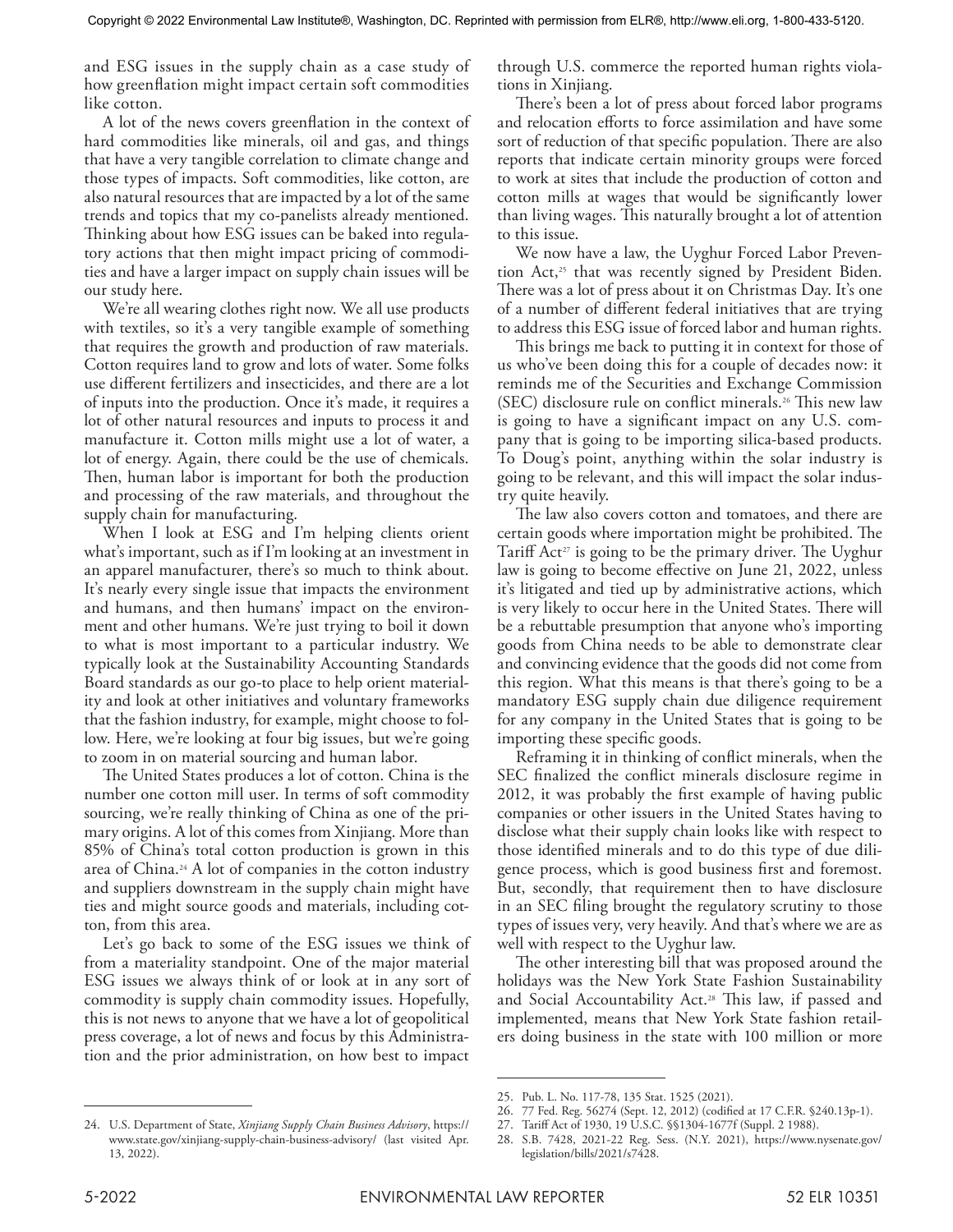and ESG issues in the supply chain as a case study of how greenflation might impact certain soft commodities like cotton.

A lot of the news covers greenflation in the context of hard commodities like minerals, oil and gas, and things that have a very tangible correlation to climate change and those types of impacts. Soft commodities, like cotton, are also natural resources that are impacted by a lot of the same trends and topics that my co-panelists already mentioned. Thinking about how ESG issues can be baked into regulatory actions that then might impact pricing of commodities and have a larger impact on supply chain issues will be our study here.

We're all wearing clothes right now. We all use products with textiles, so it's a very tangible example of something that requires the growth and production of raw materials. Cotton requires land to grow and lots of water. Some folks use different fertilizers and insecticides, and there are a lot of inputs into the production. Once it's made, it requires a lot of other natural resources and inputs to process it and manufacture it. Cotton mills might use a lot of water, a lot of energy. Again, there could be the use of chemicals. Then, human labor is important for both the production and processing of the raw materials, and throughout the supply chain for manufacturing.

When I look at ESG and I'm helping clients orient what's important, such as if I'm looking at an investment in an apparel manufacturer, there's so much to think about. It's nearly every single issue that impacts the environment and humans, and then humans' impact on the environment and other humans. We're just trying to boil it down to what is most important to a particular industry. We typically look at the Sustainability Accounting Standards Board standards as our go-to place to help orient materiality and look at other initiatives and voluntary frameworks that the fashion industry, for example, might choose to follow. Here, we're looking at four big issues, but we're going to zoom in on material sourcing and human labor.

The United States produces a lot of cotton. China is the number one cotton mill user. In terms of soft commodity sourcing, we're really thinking of China as one of the primary origins. A lot of this comes from Xinjiang. More than 85% of China's total cotton production is grown in this area of China.[24] A lot of companies in the cotton industry and suppliers downstream in the supply chain might have ties and might source goods and materials, including cotton, from this area.

Let's go back to some of the ESG issues we think of from a materiality standpoint. One of the major material ESG issues we always think of or look at in any sort of commodity is supply chain commodity issues. Hopefully, this is not news to anyone that we have a lot of geopolitical press coverage, a lot of news and focus by this Administration and the prior administration, on how best to impact through U.S. commerce the reported human rights violations in Xinjiang.

There's been a lot of press about forced labor programs and relocation efforts to force assimilation and have some sort of reduction of that specific population. There are also reports that indicate certain minority groups were forced to work at sites that include the production of cotton and cotton mills at wages that would be significantly lower than living wages. This naturally brought a lot of attention to this issue.

We now have a law, the Uyghur Forced Labor Prevention Act,[25] that was recently signed by President Biden. There was a lot of press about it on Christmas Day. It's one of a number of different federal initiatives that are trying to address this ESG issue of forced labor and human rights.

This brings me back to putting it in context for those of us who've been doing this for a couple of decades now: it reminds me of the Securities and Exchange Commission (SEC) disclosure rule on conflict minerals.[26] This new law is going to have a significant impact on any U.S. company that is going to be importing silica-based products. To Doug's point, anything within the solar industry is going to be relevant, and this will impact the solar industry quite heavily.

The law also covers cotton and tomatoes, and there are certain goods where importation might be prohibited. The Tariff Act[27] is going to be the primary driver. The Uyghur law is going to become effective on June 21, 2022, unless it's litigated and tied up by administrative actions, which is very likely to occur here in the United States. There will be a rebuttable presumption that anyone who's importing goods from China needs to be able to demonstrate clear and convincing evidence that the goods did not come from this region. What this means is that there's going to be a mandatory ESG supply chain due diligence requirement for any company in the United States that is going to be importing these specific goods.

Reframing it in thinking of conflict minerals, when the SEC finalized the conflict minerals disclosure regime in 2012, it was probably the first example of having public companies or other issuers in the United States having to disclose what their supply chain looks like with respect to those identified minerals and to do this type of due diligence process, which is good business first and foremost. But, secondly, that requirement then to have disclosure in an SEC filing brought the regulatory scrutiny to those types of issues very, very heavily. And that's where we are as well with respect to the Uyghur law.

The other interesting bill that was proposed around the holidays was the New York State Fashion Sustainability and Social Accountability Act.[28] This law, if passed and implemented, means that New York State fashion retailers doing business in the state with 100 million or more

---

24. U.S. Department of State, *Xinjiang Supply Chain Business Advisory*, https://www.state.gov/xinjiang-supply-chain-business-advisory/ (last visited Apr. 13, 2022).

25. Pub. L. No. 117-78, 135 Stat. 1525 (2021).

26. 77 Fed. Reg. 56274 (Sept. 12, 2012) (codified at 17 C.F.R. §240.13p-1).

27. Tariff Act of 1930, 19 U.S.C. §§1304-1677f (Suppl. 2 1988).

28. S.B. 7428, 2021-22 Reg. Sess. (N.Y. 2021), https://www.nysenate.gov/legislation/bills/2021/s7428.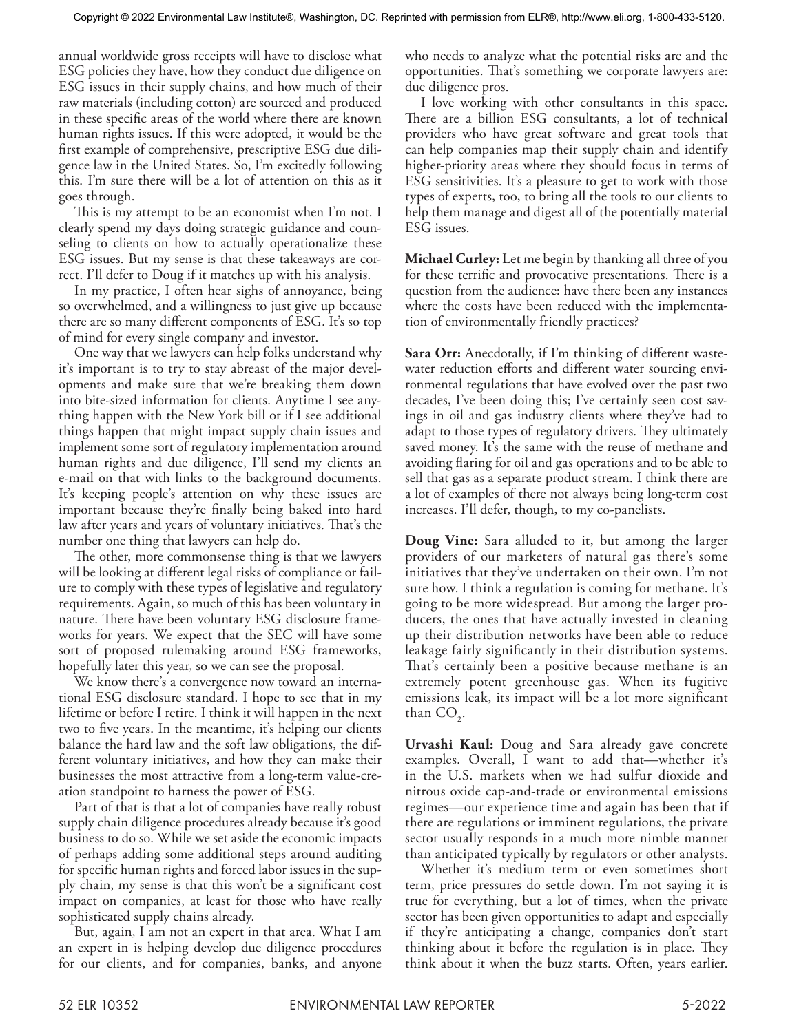annual worldwide gross receipts will have to disclose what ESG policies they have, how they conduct due diligence on ESG issues in their supply chains, and how much of their raw materials (including cotton) are sourced and produced in these specific areas of the world where there are known human rights issues. If this were adopted, it would be the first example of comprehensive, prescriptive ESG due diligence law in the United States. So, I'm excitedly following this. I'm sure there will be a lot of attention on this as it goes through.

This is my attempt to be an economist when I'm not. I clearly spend my days doing strategic guidance and counseling to clients on how to actually operationalize these ESG issues. But my sense is that these takeaways are correct. I'll defer to Doug if it matches up with his analysis.

In my practice, I often hear sighs of annoyance, being so overwhelmed, and a willingness to just give up because there are so many different components of ESG. It's so top of mind for every single company and investor.

One way that we lawyers can help folks understand why it's important is to try to stay abreast of the major developments and make sure that we're breaking them down into bite-sized information for clients. Anytime I see anything happen with the New York bill or if I see additional things happen that might impact supply chain issues and implement some sort of regulatory implementation around human rights and due diligence, I'll send my clients an e-mail on that with links to the background documents. It's keeping people's attention on why these issues are important because they're finally being baked into hard law after years and years of voluntary initiatives. That's the number one thing that lawyers can help do.

The other, more commonsense thing is that we lawyers will be looking at different legal risks of compliance or failure to comply with these types of legislative and regulatory requirements. Again, so much of this has been voluntary in nature. There have been voluntary ESG disclosure frameworks for years. We expect that the SEC will have some sort of proposed rulemaking around ESG frameworks, hopefully later this year, so we can see the proposal.

We know there's a convergence now toward an international ESG disclosure standard. I hope to see that in my lifetime or before I retire. I think it will happen in the next two to five years. In the meantime, it's helping our clients balance the hard law and the soft law obligations, the different voluntary initiatives, and how they can make their businesses the most attractive from a long-term value-creation standpoint to harness the power of ESG.

Part of that is that a lot of companies have really robust supply chain diligence procedures already because it's good business to do so. While we set aside the economic impacts of perhaps adding some additional steps around auditing for specific human rights and forced labor issues in the supply chain, my sense is that this won't be a significant cost impact on companies, at least for those who have really sophisticated supply chains already.

But, again, I am not an expert in that area. What I am an expert in is helping develop due diligence procedures for our clients, and for companies, banks, and anyone who needs to analyze what the potential risks are and the opportunities. That's something we corporate lawyers are: due diligence pros.

I love working with other consultants in this space. There are a billion ESG consultants, a lot of technical providers who have great software and great tools that can help companies map their supply chain and identify higher-priority areas where they should focus in terms of ESG sensitivities. It's a pleasure to get to work with those types of experts, too, to bring all the tools to our clients to help them manage and digest all of the potentially material ESG issues.

**Michael Curley:** Let me begin by thanking all three of you for these terrific and provocative presentations. There is a question from the audience: have there been any instances where the costs have been reduced with the implementation of environmentally friendly practices?

**Sara Orr:** Anecdotally, if I'm thinking of different wastewater reduction efforts and different water sourcing environmental regulations that have evolved over the past two decades, I've been doing this; I've certainly seen cost savings in oil and gas industry clients where they've had to adapt to those types of regulatory drivers. They ultimately saved money. It's the same with the reuse of methane and avoiding flaring for oil and gas operations and to be able to sell that gas as a separate product stream. I think there are a lot of examples of there not always being long-term cost increases. I'll defer, though, to my co-panelists.

**Doug Vine:** Sara alluded to it, but among the larger providers of our marketers of natural gas there's some initiatives that they've undertaken on their own. I'm not sure how. I think a regulation is coming for methane. It's going to be more widespread. But among the larger producers, the ones that have actually invested in cleaning up their distribution networks have been able to reduce leakage fairly significantly in their distribution systems. That's certainly been a positive because methane is an extremely potent greenhouse gas. When its fugitive emissions leak, its impact will be a lot more significant than $CO_2$.

**Urvashi Kaul:** Doug and Sara already gave concrete examples. Overall, I want to add that—whether it's in the U.S. markets when we had sulfur dioxide and nitrous oxide cap-and-trade or environmental emissions regimes—our experience time and again has been that if there are regulations or imminent regulations, the private sector usually responds in a much more nimble manner than anticipated typically by regulators or other analysts.

Whether it's medium term or even sometimes short term, price pressures do settle down. I'm not saying it is true for everything, but a lot of times, when the private sector has been given opportunities to adapt and especially if they're anticipating a change, companies don't start thinking about it before the regulation is in place. They think about it when the buzz starts. Often, years earlier.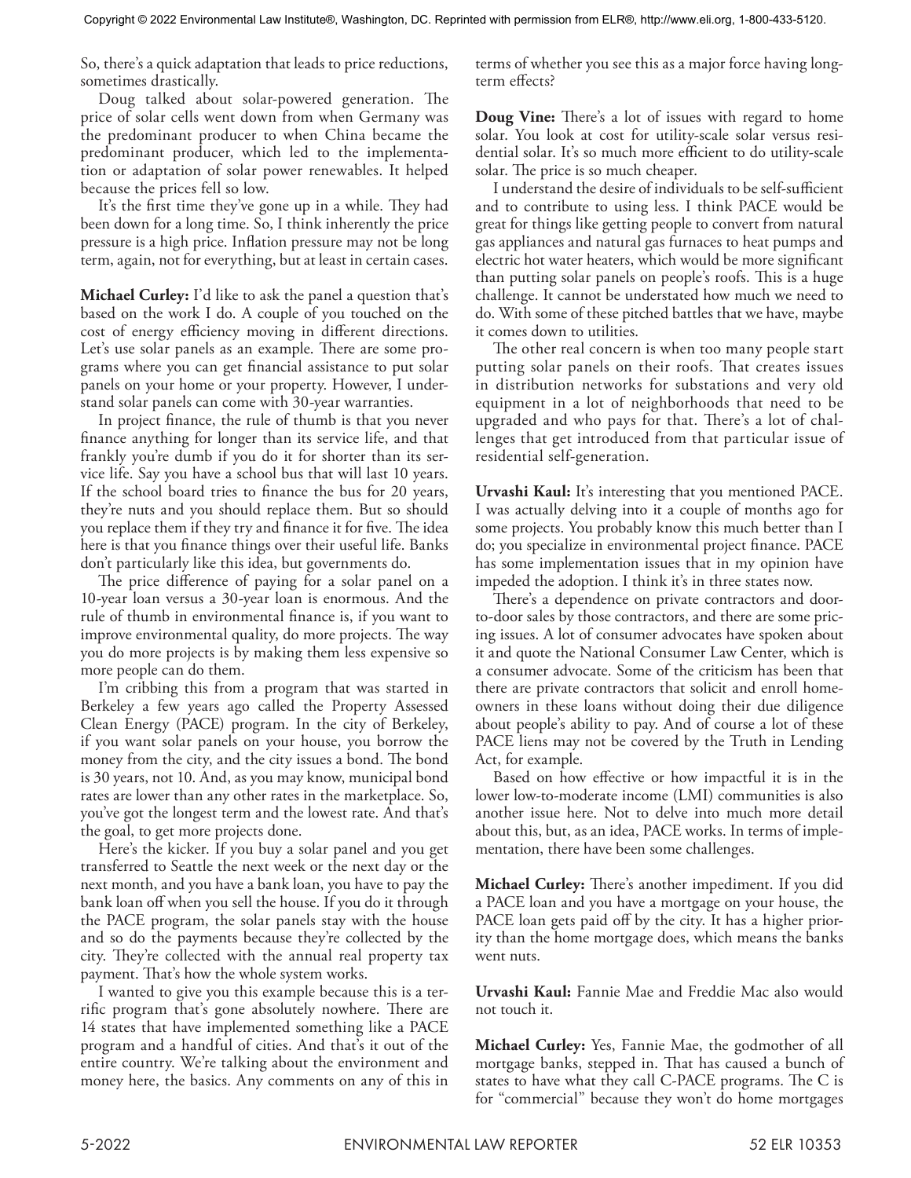So, there's a quick adaptation that leads to price reductions, sometimes drastically.

Doug talked about solar-powered generation. The price of solar cells went down from when Germany was the predominant producer to when China became the predominant producer, which led to the implementation or adaptation of solar power renewables. It helped because the prices fell so low.

It's the first time they've gone up in a while. They had been down for a long time. So, I think inherently the price pressure is a high price. Inflation pressure may not be long term, again, not for everything, but at least in certain cases.

**Michael Curley:** I'd like to ask the panel a question that's based on the work I do. A couple of you touched on the cost of energy efficiency moving in different directions. Let's use solar panels as an example. There are some programs where you can get financial assistance to put solar panels on your home or your property. However, I understand solar panels can come with 30-year warranties.

In project finance, the rule of thumb is that you never finance anything for longer than its service life, and that frankly you're dumb if you do it for shorter than its service life. Say you have a school bus that will last 10 years. If the school board tries to finance the bus for 20 years, they're nuts and you should replace them. But so should you replace them if they try and finance it for five. The idea here is that you finance things over their useful life. Banks don't particularly like this idea, but governments do.

The price difference of paying for a solar panel on a 10-year loan versus a 30-year loan is enormous. And the rule of thumb in environmental finance is, if you want to improve environmental quality, do more projects. The way you do more projects is by making them less expensive so more people can do them.

I'm cribbing this from a program that was started in Berkeley a few years ago called the Property Assessed Clean Energy (PACE) program. In the city of Berkeley, if you want solar panels on your house, you borrow the money from the city, and the city issues a bond. The bond is 30 years, not 10. And, as you may know, municipal bond rates are lower than any other rates in the marketplace. So, you've got the longest term and the lowest rate. And that's the goal, to get more projects done.

Here's the kicker. If you buy a solar panel and you get transferred to Seattle the next week or the next day or the next month, and you have a bank loan, you have to pay the bank loan off when you sell the house. If you do it through the PACE program, the solar panels stay with the house and so do the payments because they're collected by the city. They're collected with the annual real property tax payment. That's how the whole system works.

I wanted to give you this example because this is a terrific program that's gone absolutely nowhere. There are 14 states that have implemented something like a PACE program and a handful of cities. And that's it out of the entire country. We're talking about the environment and money here, the basics. Any comments on any of this in terms of whether you see this as a major force having long-term effects?

**Doug Vine:** There's a lot of issues with regard to home solar. You look at cost for utility-scale solar versus residential solar. It's so much more efficient to do utility-scale solar. The price is so much cheaper.

I understand the desire of individuals to be self-sufficient and to contribute to using less. I think PACE would be great for things like getting people to convert from natural gas appliances and natural gas furnaces to heat pumps and electric hot water heaters, which would be more significant than putting solar panels on people's roofs. This is a huge challenge. It cannot be understated how much we need to do. With some of these pitched battles that we have, maybe it comes down to utilities.

The other real concern is when too many people start putting solar panels on their roofs. That creates issues in distribution networks for substations and very old equipment in a lot of neighborhoods that need to be upgraded and who pays for that. There's a lot of challenges that get introduced from that particular issue of residential self-generation.

**Urvashi Kaul:** It's interesting that you mentioned PACE. I was actually delving into it a couple of months ago for some projects. You probably know this much better than I do; you specialize in environmental project finance. PACE has some implementation issues that in my opinion have impeded the adoption. I think it's in three states now.

There's a dependence on private contractors and door-to-door sales by those contractors, and there are some pricing issues. A lot of consumer advocates have spoken about it and quote the National Consumer Law Center, which is a consumer advocate. Some of the criticism has been that there are private contractors that solicit and enroll homeowners in these loans without doing their due diligence about people's ability to pay. And of course a lot of these PACE liens may not be covered by the Truth in Lending Act, for example.

Based on how effective or how impactful it is in the lower low-to-moderate income (LMI) communities is also another issue here. Not to delve into much more detail about this, but, as an idea, PACE works. In terms of implementation, there have been some challenges.

**Michael Curley:** There's another impediment. If you did a PACE loan and you have a mortgage on your house, the PACE loan gets paid off by the city. It has a higher priority than the home mortgage does, which means the banks went nuts.

**Urvashi Kaul:** Fannie Mae and Freddie Mac also would not touch it.

**Michael Curley:** Yes, Fannie Mae, the godmother of all mortgage banks, stepped in. That has caused a bunch of states to have what they call C-PACE programs. The C is for "commercial" because they won't do home mortgages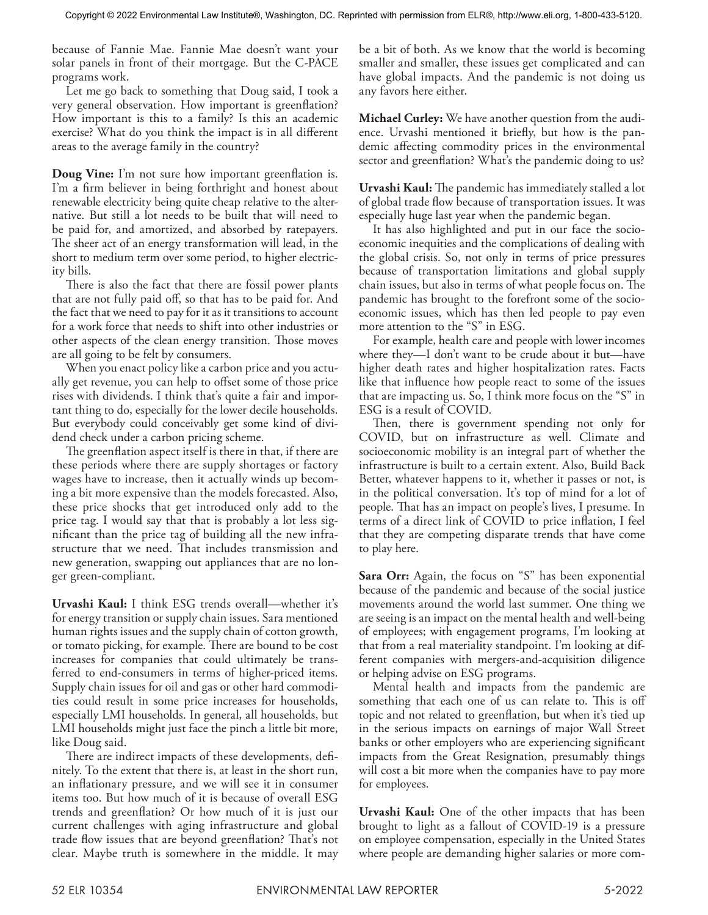because of Fannie Mae. Fannie Mae doesn't want your solar panels in front of their mortgage. But the C-PACE programs work.

Let me go back to something that Doug said, I took a very general observation. How important is greenflation? How important is this to a family? Is this an academic exercise? What do you think the impact is in all different areas to the average family in the country?

**Doug Vine:** I'm not sure how important greenflation is. I'm a firm believer in being forthright and honest about renewable electricity being quite cheap relative to the alternative. But still a lot needs to be built that will need to be paid for, and amortized, and absorbed by ratepayers. The sheer act of an energy transformation will lead, in the short to medium term over some period, to higher electricity bills.

There is also the fact that there are fossil power plants that are not fully paid off, so that has to be paid for. And the fact that we need to pay for it as it transitions to account for a work force that needs to shift into other industries or other aspects of the clean energy transition. Those moves are all going to be felt by consumers.

When you enact policy like a carbon price and you actually get revenue, you can help to offset some of those price rises with dividends. I think that's quite a fair and important thing to do, especially for the lower decile households. But everybody could conceivably get some kind of dividend check under a carbon pricing scheme.

The greenflation aspect itself is there in that, if there are these periods where there are supply shortages or factory wages have to increase, then it actually winds up becoming a bit more expensive than the models forecasted. Also, these price shocks that get introduced only add to the price tag. I would say that that is probably a lot less significant than the price tag of building all the new infrastructure that we need. That includes transmission and new generation, swapping out appliances that are no longer green-compliant.

**Urvashi Kaul:** I think ESG trends overall—whether it's for energy transition or supply chain issues. Sara mentioned human rights issues and the supply chain of cotton growth, or tomato picking, for example. There are bound to be cost increases for companies that could ultimately be transferred to end-consumers in terms of higher-priced items. Supply chain issues for oil and gas or other hard commodities could result in some price increases for households, especially LMI households. In general, all households, but LMI households might just face the pinch a little bit more, like Doug said.

There are indirect impacts of these developments, definitely. To the extent that there is, at least in the short run, an inflationary pressure, and we will see it in consumer items too. But how much of it is because of overall ESG trends and greenflation? Or how much of it is just our current challenges with aging infrastructure and global trade flow issues that are beyond greenflation? That's not clear. Maybe truth is somewhere in the middle. It may be a bit of both. As we know that the world is becoming smaller and smaller, these issues get complicated and can have global impacts. And the pandemic is not doing us any favors here either.

**Michael Curley:** We have another question from the audience. Urvashi mentioned it briefly, but how is the pandemic affecting commodity prices in the environmental sector and greenflation? What's the pandemic doing to us?

**Urvashi Kaul:** The pandemic has immediately stalled a lot of global trade flow because of transportation issues. It was especially huge last year when the pandemic began.

It has also highlighted and put in our face the socioeconomic inequities and the complications of dealing with the global crisis. So, not only in terms of price pressures because of transportation limitations and global supply chain issues, but also in terms of what people focus on. The pandemic has brought to the forefront some of the socioeconomic issues, which has then led people to pay even more attention to the "S" in ESG.

For example, health care and people with lower incomes where they—I don't want to be crude about it but—have higher death rates and higher hospitalization rates. Facts like that influence how people react to some of the issues that are impacting us. So, I think more focus on the "S" in ESG is a result of COVID.

Then, there is government spending not only for COVID, but on infrastructure as well. Climate and socioeconomic mobility is an integral part of whether the infrastructure is built to a certain extent. Also, Build Back Better, whatever happens to it, whether it passes or not, is in the political conversation. It's top of mind for a lot of people. That has an impact on people's lives, I presume. In terms of a direct link of COVID to price inflation, I feel that they are competing disparate trends that have come to play here.

**Sara Orr:** Again, the focus on "S" has been exponential because of the pandemic and because of the social justice movements around the world last summer. One thing we are seeing is an impact on the mental health and well-being of employees; with engagement programs, I'm looking at that from a real materiality standpoint. I'm looking at different companies with mergers-and-acquisition diligence or helping advise on ESG programs.

Mental health and impacts from the pandemic are something that each one of us can relate to. This is off topic and not related to greenflation, but when it's tied up in the serious impacts on earnings of major Wall Street banks or other employers who are experiencing significant impacts from the Great Resignation, presumably things will cost a bit more when the companies have to pay more for employees.

**Urvashi Kaul:** One of the other impacts that has been brought to light as a fallout of COVID-19 is a pressure on employee compensation, especially in the United States where people are demanding higher salaries or more com-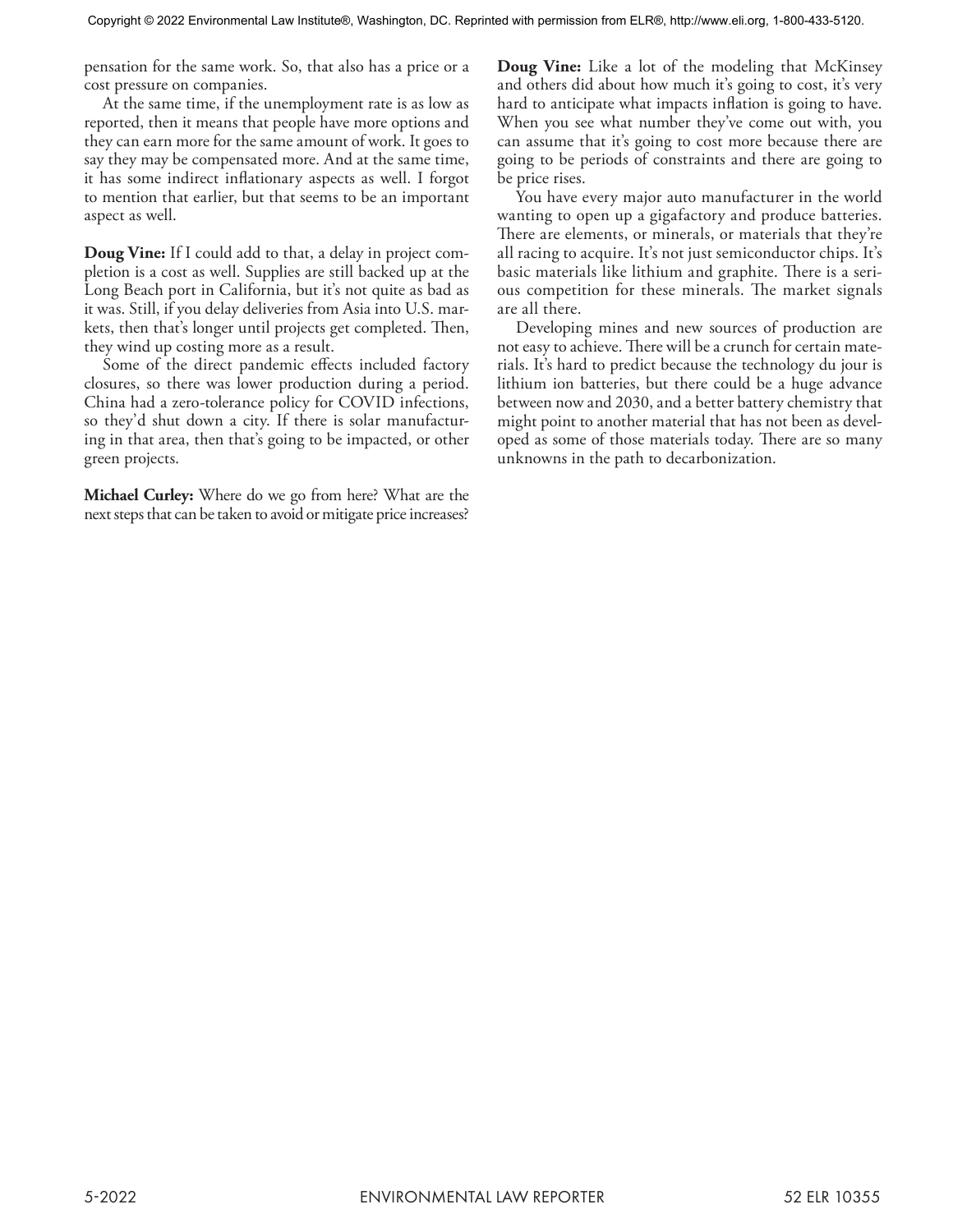pensation for the same work. So, that also has a price or a cost pressure on companies.

At the same time, if the unemployment rate is as low as reported, then it means that people have more options and they can earn more for the same amount of work. It goes to say they may be compensated more. And at the same time, it has some indirect inflationary aspects as well. I forgot to mention that earlier, but that seems to be an important aspect as well.

**Doug Vine:** If I could add to that, a delay in project completion is a cost as well. Supplies are still backed up at the Long Beach port in California, but it's not quite as bad as it was. Still, if you delay deliveries from Asia into U.S. markets, then that's longer until projects get completed. Then, they wind up costing more as a result.

Some of the direct pandemic effects included factory closures, so there was lower production during a period. China had a zero-tolerance policy for COVID infections, so they'd shut down a city. If there is solar manufacturing in that area, then that's going to be impacted, or other green projects.

**Michael Curley:** Where do we go from here? What are the next steps that can be taken to avoid or mitigate price increases?

**Doug Vine:** Like a lot of the modeling that McKinsey and others did about how much it's going to cost, it's very hard to anticipate what impacts inflation is going to have. When you see what number they've come out with, you can assume that it's going to cost more because there are going to be periods of constraints and there are going to be price rises.

You have every major auto manufacturer in the world wanting to open up a gigafactory and produce batteries. There are elements, or minerals, or materials that they're all racing to acquire. It's not just semiconductor chips. It's basic materials like lithium and graphite. There is a serious competition for these minerals. The market signals are all there.

Developing mines and new sources of production are not easy to achieve. There will be a crunch for certain materials. It's hard to predict because the technology du jour is lithium ion batteries, but there could be a huge advance between now and 2030, and a better battery chemistry that might point to another material that has not been as developed as some of those materials today. There are so many unknowns in the path to decarbonization.